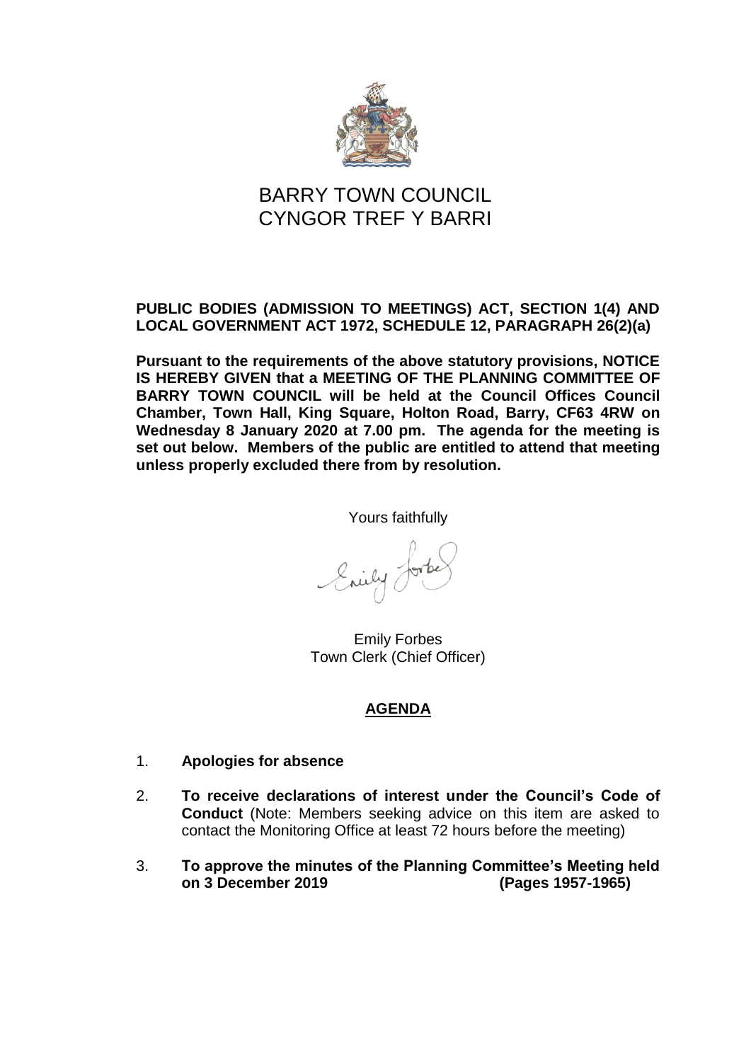# BARRY TOWN COUNCIL
# CYNGOR TREF Y BARRI

**PUBLIC BODIES (ADMISSION TO MEETINGS) ACT, SECTION 1(4) AND LOCAL GOVERNMENT ACT 1972, SCHEDULE 12, PARAGRAPH 26(2)(a)**

**Pursuant to the requirements of the above statutory provisions, NOTICE IS HEREBY GIVEN that a MEETING OF THE PLANNING COMMITTEE OF BARRY TOWN COUNCIL will be held at the Council Offices Council Chamber, Town Hall, King Square, Holton Road, Barry, CF63 4RW on Wednesday 8 January 2020 at 7.00 pm. The agenda for the meeting is set out below. Members of the public are entitled to attend that meeting unless properly excluded there from by resolution.**

Yours faithfully

Emily Forbes
Town Clerk (Chief Officer)

## AGENDA

1. **Apologies for absence**

2. **To receive declarations of interest under the Council's Code of Conduct** (Note: Members seeking advice on this item are asked to contact the Monitoring Office at least 72 hours before the meeting)

3. **To approve the minutes of the Planning Committee's Meeting held on 3 December 2019 (Pages 1957-1965)**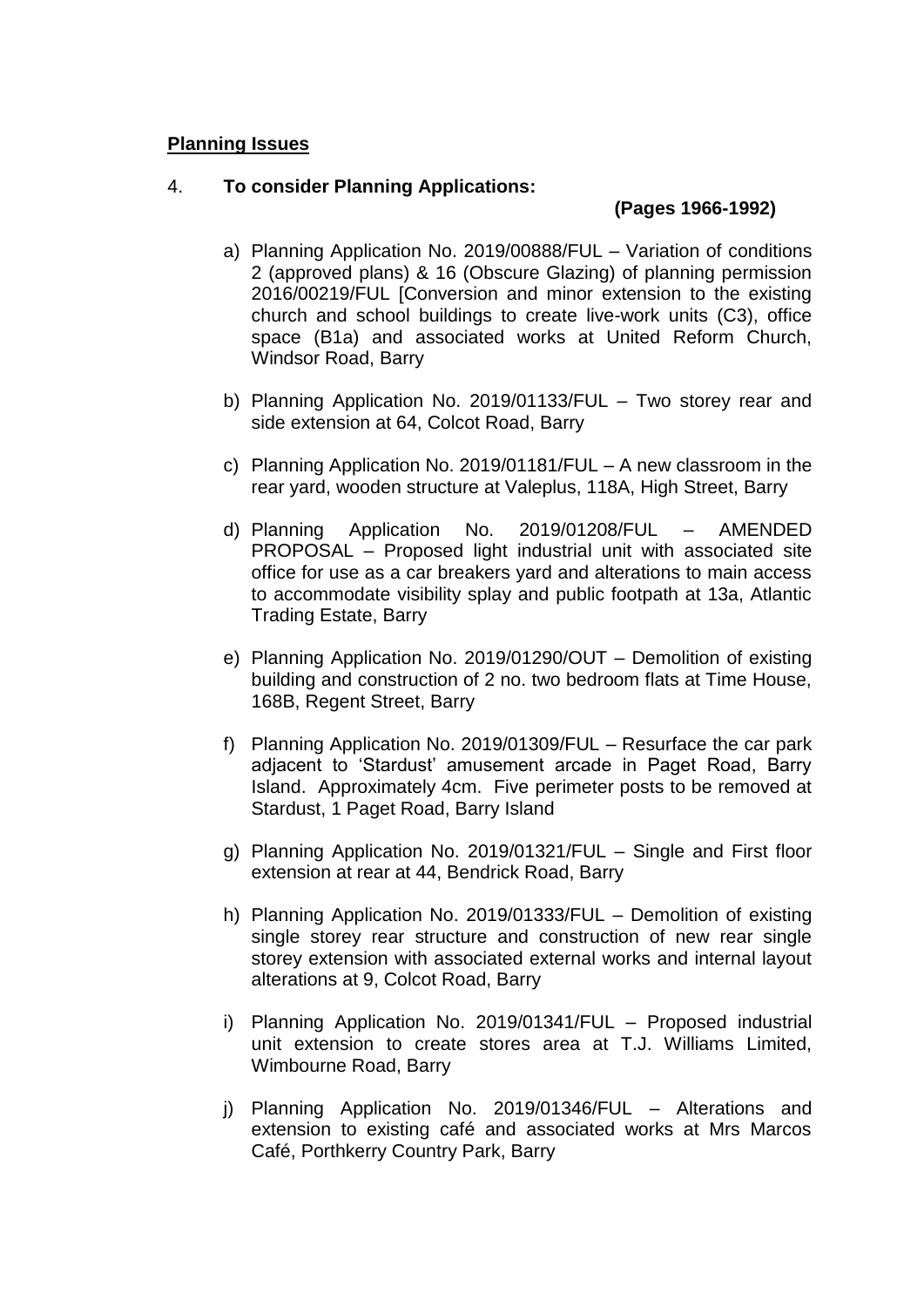**Planning Issues**

4. **To consider Planning Applications:**

   **(Pages 1966-1992)**

   a) Planning Application No. 2019/00888/FUL – Variation of conditions 2 (approved plans) & 16 (Obscure Glazing) of planning permission 2016/00219/FUL [Conversion and minor extension to the existing church and school buildings to create live-work units (C3), office space (B1a) and associated works at United Reform Church, Windsor Road, Barry

   b) Planning Application No. 2019/01133/FUL – Two storey rear and side extension at 64, Colcot Road, Barry

   c) Planning Application No. 2019/01181/FUL – A new classroom in the rear yard, wooden structure at Valeplus, 118A, High Street, Barry

   d) Planning Application No. 2019/01208/FUL – AMENDED PROPOSAL – Proposed light industrial unit with associated site office for use as a car breakers yard and alterations to main access to accommodate visibility splay and public footpath at 13a, Atlantic Trading Estate, Barry

   e) Planning Application No. 2019/01290/OUT – Demolition of existing building and construction of 2 no. two bedroom flats at Time House, 168B, Regent Street, Barry

   f) Planning Application No. 2019/01309/FUL – Resurface the car park adjacent to 'Stardust' amusement arcade in Paget Road, Barry Island. Approximately 4cm. Five perimeter posts to be removed at Stardust, 1 Paget Road, Barry Island

   g) Planning Application No. 2019/01321/FUL – Single and First floor extension at rear at 44, Bendrick Road, Barry

   h) Planning Application No. 2019/01333/FUL – Demolition of existing single storey rear structure and construction of new rear single storey extension with associated external works and internal layout alterations at 9, Colcot Road, Barry

   i) Planning Application No. 2019/01341/FUL – Proposed industrial unit extension to create stores area at T.J. Williams Limited, Wimbourne Road, Barry

   j) Planning Application No. 2019/01346/FUL – Alterations and extension to existing café and associated works at Mrs Marcos Café, Porthkerry Country Park, Barry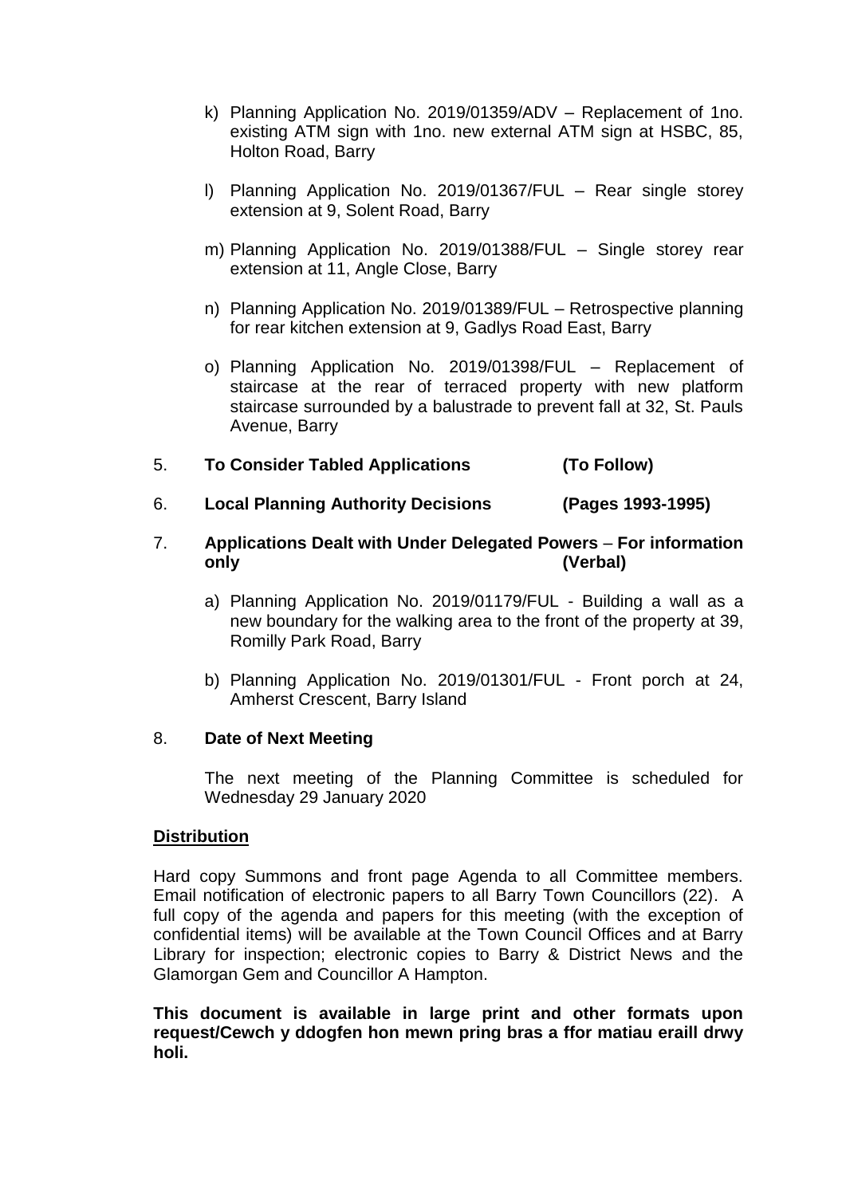k) Planning Application No. 2019/01359/ADV – Replacement of 1no. existing ATM sign with 1no. new external ATM sign at HSBC, 85, Holton Road, Barry

l) Planning Application No. 2019/01367/FUL – Rear single storey extension at 9, Solent Road, Barry

m) Planning Application No. 2019/01388/FUL – Single storey rear extension at 11, Angle Close, Barry

n) Planning Application No. 2019/01389/FUL – Retrospective planning for rear kitchen extension at 9, Gadlys Road East, Barry

o) Planning Application No. 2019/01398/FUL – Replacement of staircase at the rear of terraced property with new platform staircase surrounded by a balustrade to prevent fall at 32, St. Pauls Avenue, Barry

5. **To Consider Tabled Applications (To Follow)**

6. **Local Planning Authority Decisions (Pages 1993-1995)**

7. **Applications Dealt with Under Delegated Powers – For information only (Verbal)**

   a) Planning Application No. 2019/01179/FUL - Building a wall as a new boundary for the walking area to the front of the property at 39, Romilly Park Road, Barry

   b) Planning Application No. 2019/01301/FUL - Front porch at 24, Amherst Crescent, Barry Island

8. **Date of Next Meeting**

   The next meeting of the Planning Committee is scheduled for Wednesday 29 January 2020

**Distribution**

Hard copy Summons and front page Agenda to all Committee members. Email notification of electronic papers to all Barry Town Councillors (22). A full copy of the agenda and papers for this meeting (with the exception of confidential items) will be available at the Town Council Offices and at Barry Library for inspection; electronic copies to Barry & District News and the Glamorgan Gem and Councillor A Hampton.

**This document is available in large print and other formats upon request/Cewch y ddogfen hon mewn pring bras a ffor matiau eraill drwy holi.**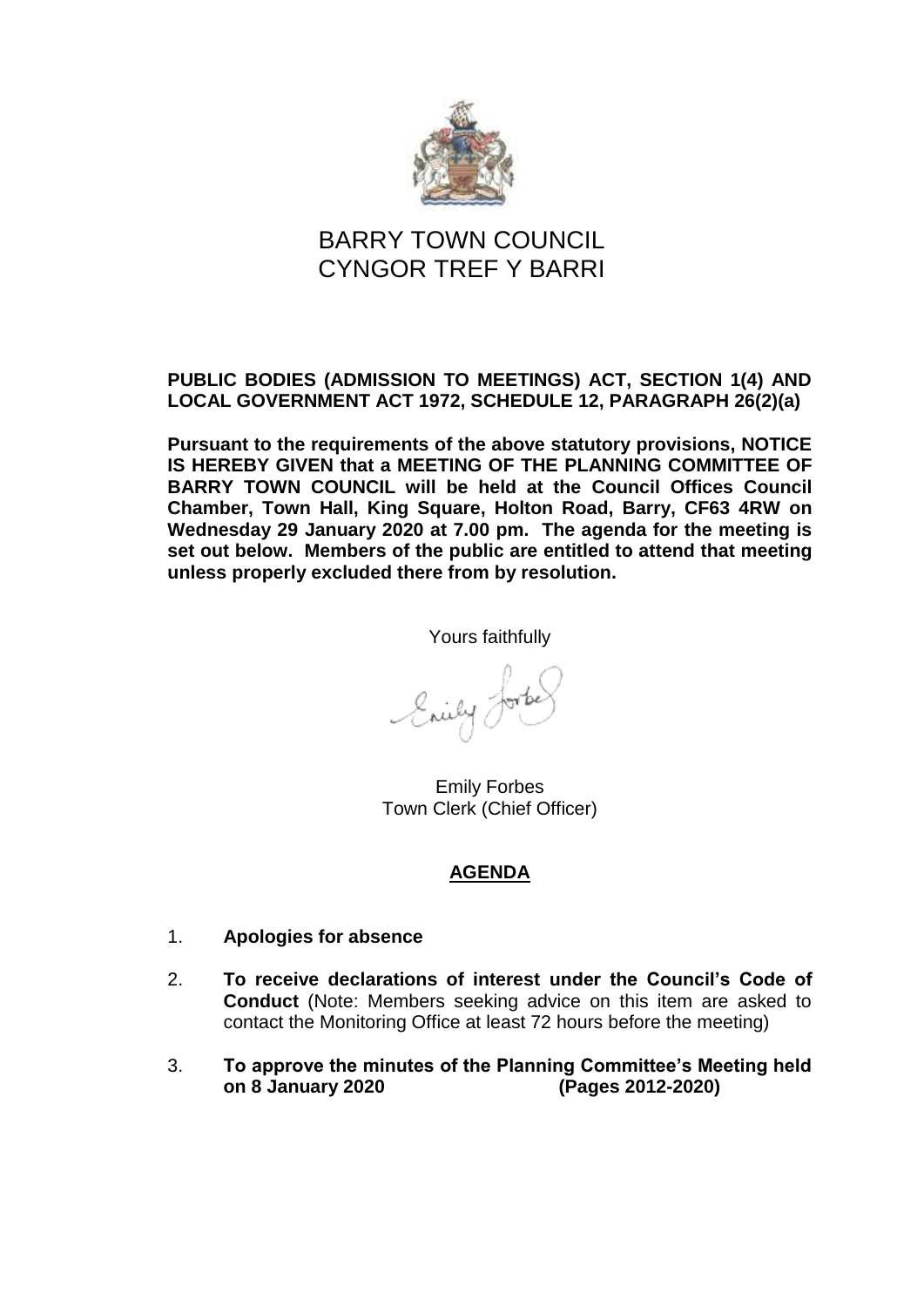# BARRY TOWN COUNCIL
# CYNGOR TREF Y BARRI

**PUBLIC BODIES (ADMISSION TO MEETINGS) ACT, SECTION 1(4) AND LOCAL GOVERNMENT ACT 1972, SCHEDULE 12, PARAGRAPH 26(2)(a)**

**Pursuant to the requirements of the above statutory provisions, NOTICE IS HEREBY GIVEN that a MEETING OF THE PLANNING COMMITTEE OF BARRY TOWN COUNCIL will be held at the Council Offices Council Chamber, Town Hall, King Square, Holton Road, Barry, CF63 4RW on Wednesday 29 January 2020 at 7.00 pm. The agenda for the meeting is set out below. Members of the public are entitled to attend that meeting unless properly excluded there from by resolution.**

Yours faithfully

Emily Forbes
Town Clerk (Chief Officer)

## AGENDA

1. **Apologies for absence**

2. **To receive declarations of interest under the Council's Code of Conduct** (Note: Members seeking advice on this item are asked to contact the Monitoring Office at least 72 hours before the meeting)

3. **To approve the minutes of the Planning Committee's Meeting held on 8 January 2020 (Pages 2012-2020)**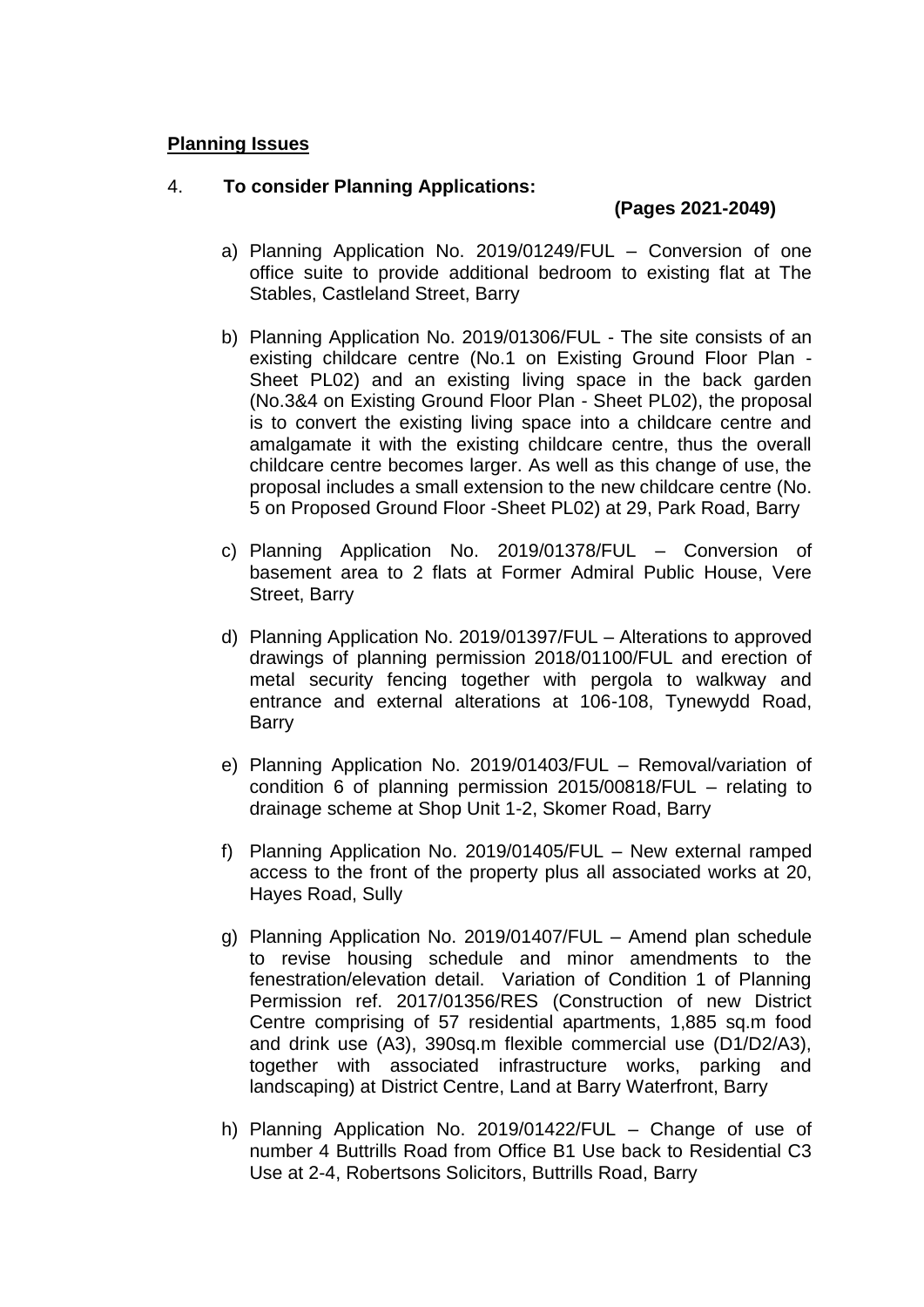**Planning Issues**

4. **To consider Planning Applications:**

**(Pages 2021-2049)**

a) Planning Application No. 2019/01249/FUL – Conversion of one office suite to provide additional bedroom to existing flat at The Stables, Castleland Street, Barry

b) Planning Application No. 2019/01306/FUL - The site consists of an existing childcare centre (No.1 on Existing Ground Floor Plan - Sheet PL02) and an existing living space in the back garden (No.3&4 on Existing Ground Floor Plan - Sheet PL02), the proposal is to convert the existing living space into a childcare centre and amalgamate it with the existing childcare centre, thus the overall childcare centre becomes larger. As well as this change of use, the proposal includes a small extension to the new childcare centre (No. 5 on Proposed Ground Floor -Sheet PL02) at 29, Park Road, Barry

c) Planning Application No. 2019/01378/FUL – Conversion of basement area to 2 flats at Former Admiral Public House, Vere Street, Barry

d) Planning Application No. 2019/01397/FUL – Alterations to approved drawings of planning permission 2018/01100/FUL and erection of metal security fencing together with pergola to walkway and entrance and external alterations at 106-108, Tynewydd Road, Barry

e) Planning Application No. 2019/01403/FUL – Removal/variation of condition 6 of planning permission 2015/00818/FUL – relating to drainage scheme at Shop Unit 1-2, Skomer Road, Barry

f) Planning Application No. 2019/01405/FUL – New external ramped access to the front of the property plus all associated works at 20, Hayes Road, Sully

g) Planning Application No. 2019/01407/FUL – Amend plan schedule to revise housing schedule and minor amendments to the fenestration/elevation detail. Variation of Condition 1 of Planning Permission ref. 2017/01356/RES (Construction of new District Centre comprising of 57 residential apartments, 1,885 sq.m food and drink use (A3), 390sq.m flexible commercial use (D1/D2/A3), together with associated infrastructure works, parking and landscaping) at District Centre, Land at Barry Waterfront, Barry

h) Planning Application No. 2019/01422/FUL – Change of use of number 4 Buttrills Road from Office B1 Use back to Residential C3 Use at 2-4, Robertsons Solicitors, Buttrills Road, Barry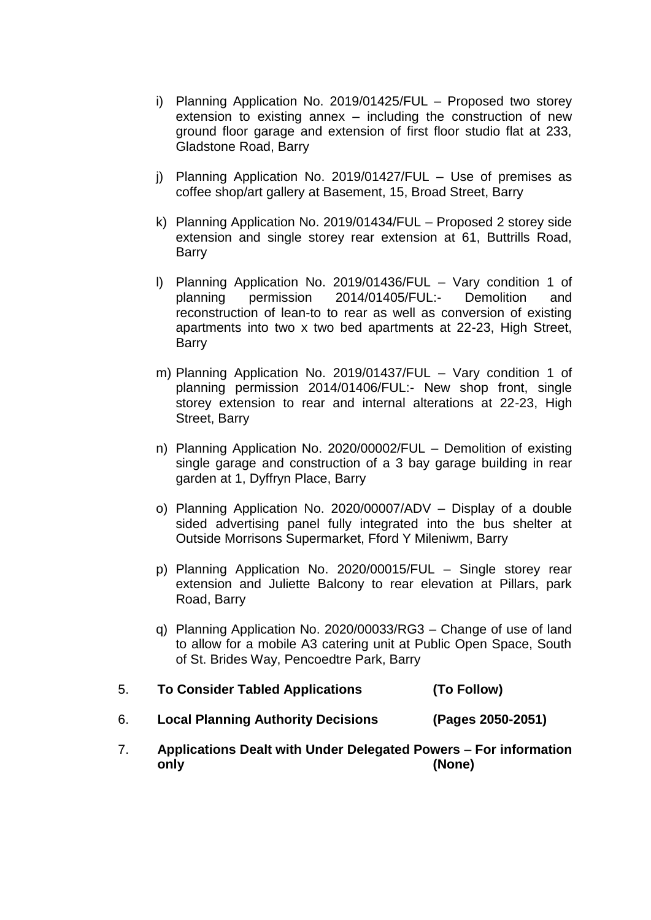i) Planning Application No. 2019/01425/FUL – Proposed two storey extension to existing annex – including the construction of new ground floor garage and extension of first floor studio flat at 233, Gladstone Road, Barry

j) Planning Application No. 2019/01427/FUL – Use of premises as coffee shop/art gallery at Basement, 15, Broad Street, Barry

k) Planning Application No. 2019/01434/FUL – Proposed 2 storey side extension and single storey rear extension at 61, Buttrills Road, Barry

l) Planning Application No. 2019/01436/FUL – Vary condition 1 of planning permission 2014/01405/FUL:- Demolition and reconstruction of lean-to to rear as well as conversion of existing apartments into two x two bed apartments at 22-23, High Street, Barry

m) Planning Application No. 2019/01437/FUL – Vary condition 1 of planning permission 2014/01406/FUL:- New shop front, single storey extension to rear and internal alterations at 22-23, High Street, Barry

n) Planning Application No. 2020/00002/FUL – Demolition of existing single garage and construction of a 3 bay garage building in rear garden at 1, Dyffryn Place, Barry

o) Planning Application No. 2020/00007/ADV – Display of a double sided advertising panel fully integrated into the bus shelter at Outside Morrisons Supermarket, Fford Y Mileniwm, Barry

p) Planning Application No. 2020/00015/FUL – Single storey rear extension and Juliette Balcony to rear elevation at Pillars, park Road, Barry

q) Planning Application No. 2020/00033/RG3 – Change of use of land to allow for a mobile A3 catering unit at Public Open Space, South of St. Brides Way, Pencoedtre Park, Barry

5. **To Consider Tabled Applications (To Follow)**

6. **Local Planning Authority Decisions (Pages 2050-2051)**

7. **Applications Dealt with Under Delegated Powers – For information only (None)**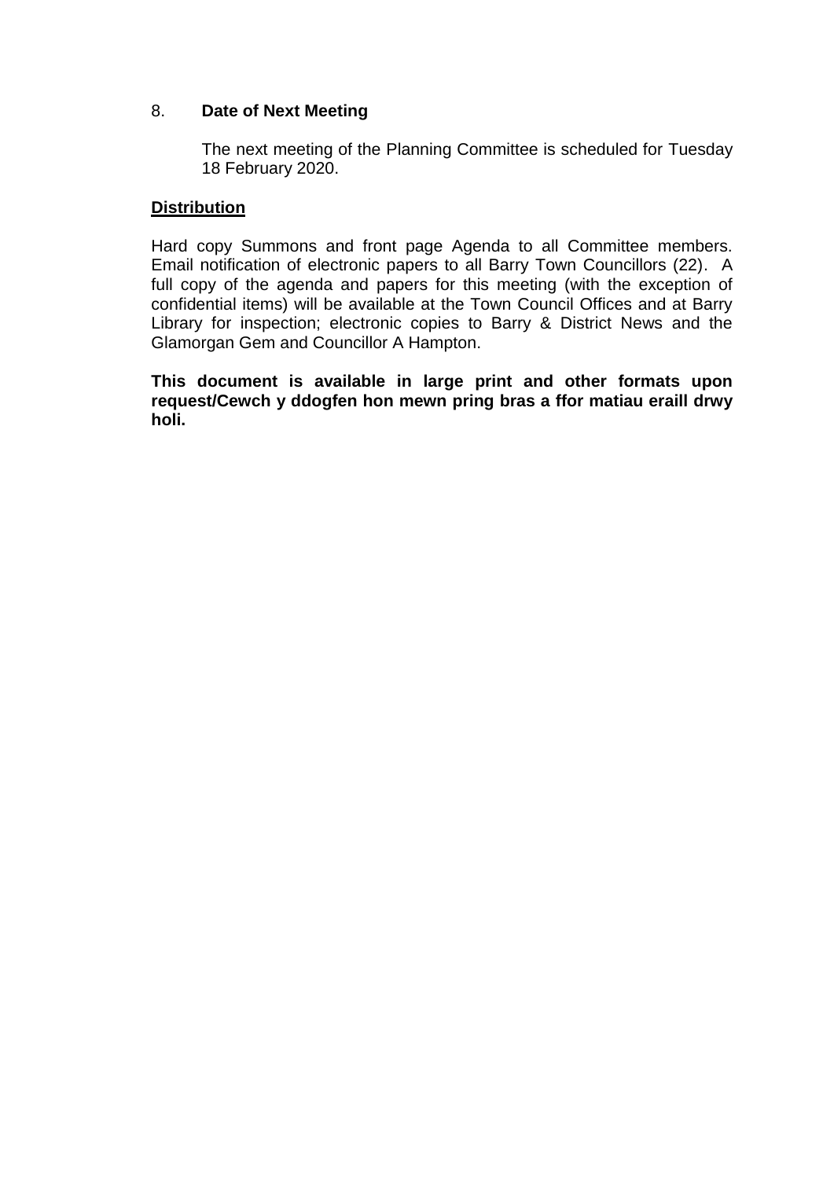8. **Date of Next Meeting**

   The next meeting of the Planning Committee is scheduled for Tuesday 18 February 2020.

**<u>Distribution</u>**

Hard copy Summons and front page Agenda to all Committee members. Email notification of electronic papers to all Barry Town Councillors (22). A full copy of the agenda and papers for this meeting (with the exception of confidential items) will be available at the Town Council Offices and at Barry Library for inspection; electronic copies to Barry & District News and the Glamorgan Gem and Councillor A Hampton.

**This document is available in large print and other formats upon request/Cewch y ddogfen hon mewn pring bras a ffor matiau eraill drwy holi.**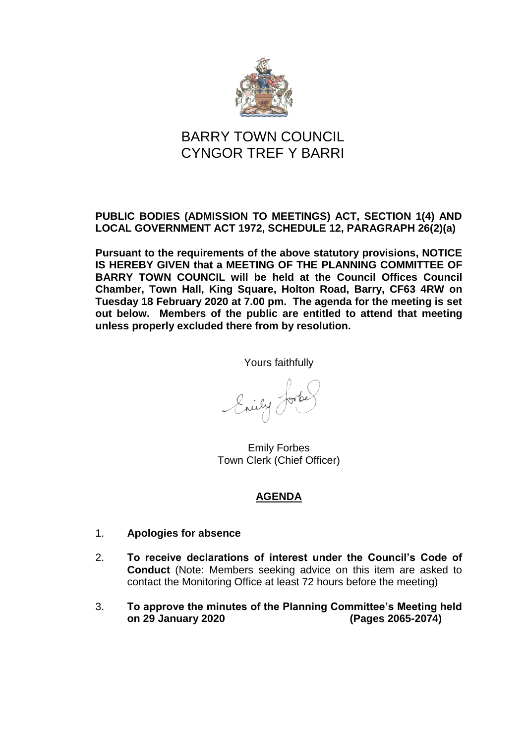# BARRY TOWN COUNCIL
# CYNGOR TREF Y BARRI

**PUBLIC BODIES (ADMISSION TO MEETINGS) ACT, SECTION 1(4) AND LOCAL GOVERNMENT ACT 1972, SCHEDULE 12, PARAGRAPH 26(2)(a)**

**Pursuant to the requirements of the above statutory provisions, NOTICE IS HEREBY GIVEN that a MEETING OF THE PLANNING COMMITTEE OF BARRY TOWN COUNCIL will be held at the Council Offices Council Chamber, Town Hall, King Square, Holton Road, Barry, CF63 4RW on Tuesday 18 February 2020 at 7.00 pm. The agenda for the meeting is set out below. Members of the public are entitled to attend that meeting unless properly excluded there from by resolution.**

Yours faithfully

Emily Forbes
Town Clerk (Chief Officer)

## AGENDA

1. **Apologies for absence**

2. **To receive declarations of interest under the Council's Code of Conduct** (Note: Members seeking advice on this item are asked to contact the Monitoring Office at least 72 hours before the meeting)

3. **To approve the minutes of the Planning Committee's Meeting held on 29 January 2020 (Pages 2065-2074)**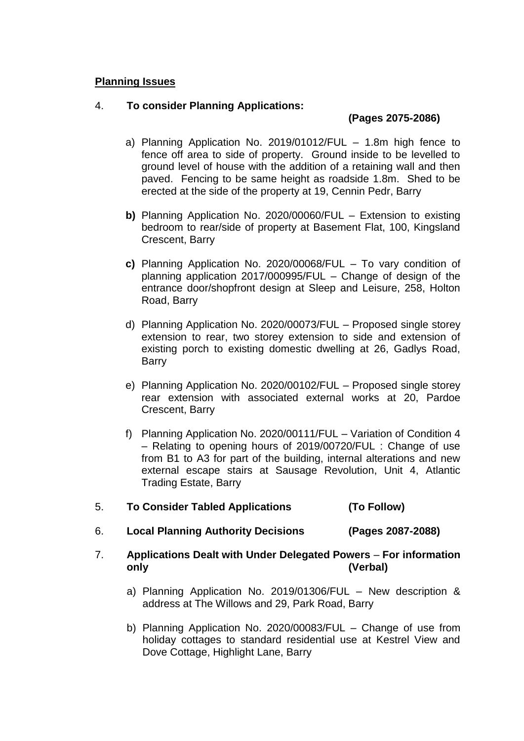**Planning Issues**

4. **To consider Planning Applications:** **(Pages 2075-2086)**

    a) Planning Application No. 2019/01012/FUL – 1.8m high fence to fence off area to side of property. Ground inside to be levelled to ground level of house with the addition of a retaining wall and then paved. Fencing to be same height as roadside 1.8m. Shed to be erected at the side of the property at 19, Cennin Pedr, Barry

    **b)** Planning Application No. 2020/00060/FUL – Extension to existing bedroom to rear/side of property at Basement Flat, 100, Kingsland Crescent, Barry

    **c)** Planning Application No. 2020/00068/FUL – To vary condition of planning application 2017/000995/FUL – Change of design of the entrance door/shopfront design at Sleep and Leisure, 258, Holton Road, Barry

    d) Planning Application No. 2020/00073/FUL – Proposed single storey extension to rear, two storey extension to side and extension of existing porch to existing domestic dwelling at 26, Gadlys Road, Barry

    e) Planning Application No. 2020/00102/FUL – Proposed single storey rear extension with associated external works at 20, Pardoe Crescent, Barry

    f) Planning Application No. 2020/00111/FUL – Variation of Condition 4 – Relating to opening hours of 2019/00720/FUL : Change of use from B1 to A3 for part of the building, internal alterations and new external escape stairs at Sausage Revolution, Unit 4, Atlantic Trading Estate, Barry

5. **To Consider Tabled Applications** **(To Follow)**

6. **Local Planning Authority Decisions** **(Pages 2087-2088)**

7. **Applications Dealt with Under Delegated Powers** – **For information only** **(Verbal)**

    a) Planning Application No. 2019/01306/FUL – New description & address at The Willows and 29, Park Road, Barry

    b) Planning Application No. 2020/00083/FUL – Change of use from holiday cottages to standard residential use at Kestrel View and Dove Cottage, Highlight Lane, Barry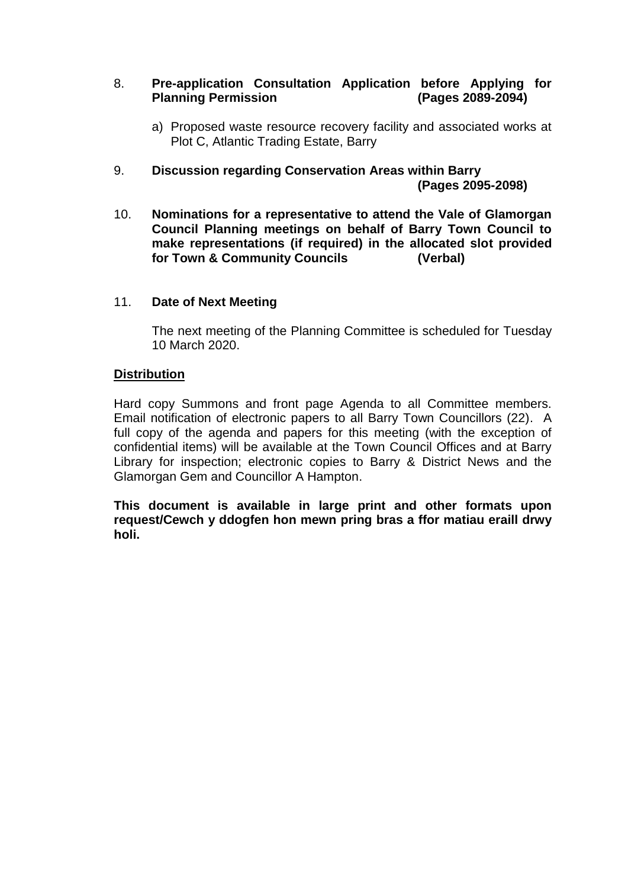8. **Pre-application Consultation Application before Applying for Planning Permission (Pages 2089-2094)**

   a) Proposed waste resource recovery facility and associated works at Plot C, Atlantic Trading Estate, Barry

9. **Discussion regarding Conservation Areas within Barry (Pages 2095-2098)**

10. **Nominations for a representative to attend the Vale of Glamorgan Council Planning meetings on behalf of Barry Town Council to make representations (if required) in the allocated slot provided for Town & Community Councils (Verbal)**

11. **Date of Next Meeting**

    The next meeting of the Planning Committee is scheduled for Tuesday 10 March 2020.

**Distribution**

Hard copy Summons and front page Agenda to all Committee members. Email notification of electronic papers to all Barry Town Councillors (22). A full copy of the agenda and papers for this meeting (with the exception of confidential items) will be available at the Town Council Offices and at Barry Library for inspection; electronic copies to Barry & District News and the Glamorgan Gem and Councillor A Hampton.

**This document is available in large print and other formats upon request/Cewch y ddogfen hon mewn pring bras a ffor matiau eraill drwy holi.**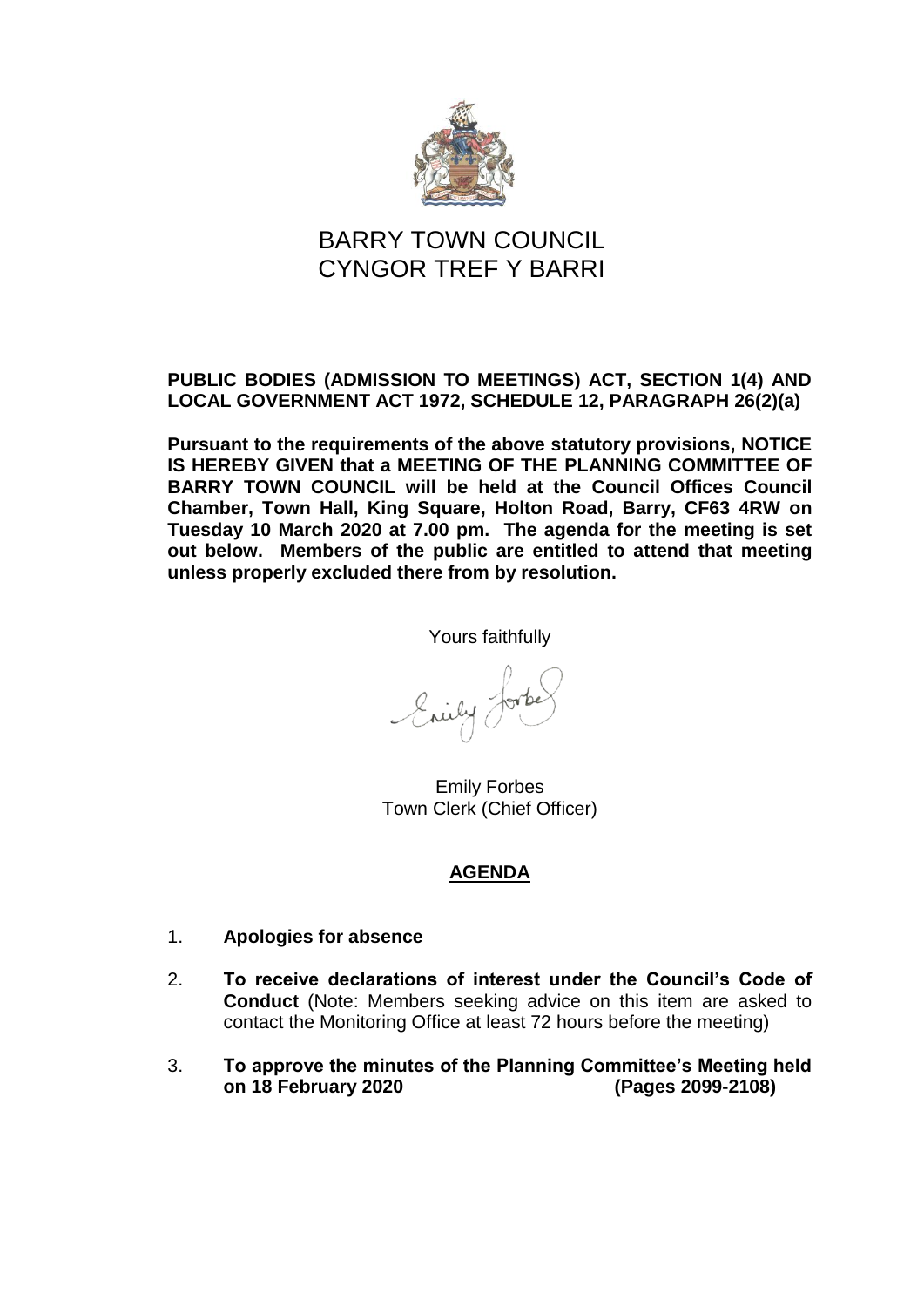# BARRY TOWN COUNCIL
# CYNGOR TREF Y BARRI

**PUBLIC BODIES (ADMISSION TO MEETINGS) ACT, SECTION 1(4) AND LOCAL GOVERNMENT ACT 1972, SCHEDULE 12, PARAGRAPH 26(2)(a)**

**Pursuant to the requirements of the above statutory provisions, NOTICE IS HEREBY GIVEN that a MEETING OF THE PLANNING COMMITTEE OF BARRY TOWN COUNCIL will be held at the Council Offices Council Chamber, Town Hall, King Square, Holton Road, Barry, CF63 4RW on Tuesday 10 March 2020 at 7.00 pm. The agenda for the meeting is set out below. Members of the public are entitled to attend that meeting unless properly excluded there from by resolution.**

Yours faithfully

Emily Forbes
Town Clerk (Chief Officer)

## AGENDA

1. **Apologies for absence**

2. **To receive declarations of interest under the Council's Code of Conduct** (Note: Members seeking advice on this item are asked to contact the Monitoring Office at least 72 hours before the meeting)

3. **To approve the minutes of the Planning Committee's Meeting held on 18 February 2020 (Pages 2099-2108)**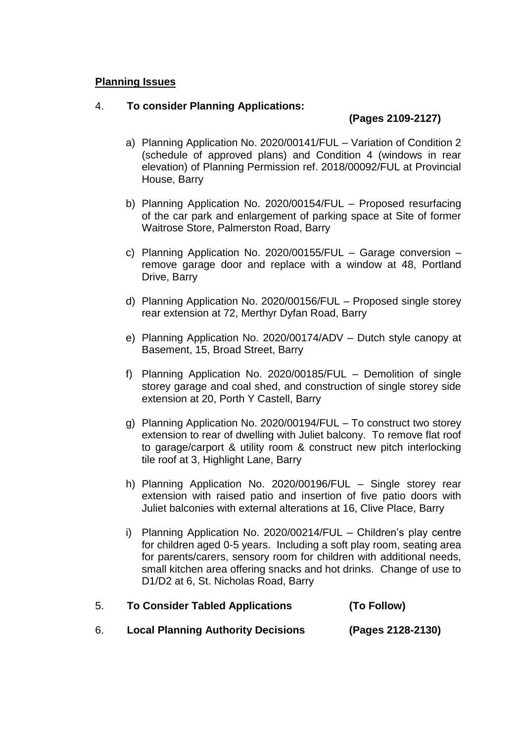**Planning Issues**

4. **To consider Planning Applications:** **(Pages 2109-2127)**

   a) Planning Application No. 2020/00141/FUL – Variation of Condition 2 (schedule of approved plans) and Condition 4 (windows in rear elevation) of Planning Permission ref. 2018/00092/FUL at Provincial House, Barry

   b) Planning Application No. 2020/00154/FUL – Proposed resurfacing of the car park and enlargement of parking space at Site of former Waitrose Store, Palmerston Road, Barry

   c) Planning Application No. 2020/00155/FUL – Garage conversion – remove garage door and replace with a window at 48, Portland Drive, Barry

   d) Planning Application No. 2020/00156/FUL – Proposed single storey rear extension at 72, Merthyr Dyfan Road, Barry

   e) Planning Application No. 2020/00174/ADV – Dutch style canopy at Basement, 15, Broad Street, Barry

   f) Planning Application No. 2020/00185/FUL – Demolition of single storey garage and coal shed, and construction of single storey side extension at 20, Porth Y Castell, Barry

   g) Planning Application No. 2020/00194/FUL – To construct two storey extension to rear of dwelling with Juliet balcony. To remove flat roof to garage/carport & utility room & construct new pitch interlocking tile roof at 3, Highlight Lane, Barry

   h) Planning Application No. 2020/00196/FUL – Single storey rear extension with raised patio and insertion of five patio doors with Juliet balconies with external alterations at 16, Clive Place, Barry

   i) Planning Application No. 2020/00214/FUL – Children's play centre for children aged 0-5 years. Including a soft play room, seating area for parents/carers, sensory room for children with additional needs, small kitchen area offering snacks and hot drinks. Change of use to D1/D2 at 6, St. Nicholas Road, Barry

5. **To Consider Tabled Applications** **(To Follow)**

6. **Local Planning Authority Decisions** **(Pages 2128-2130)**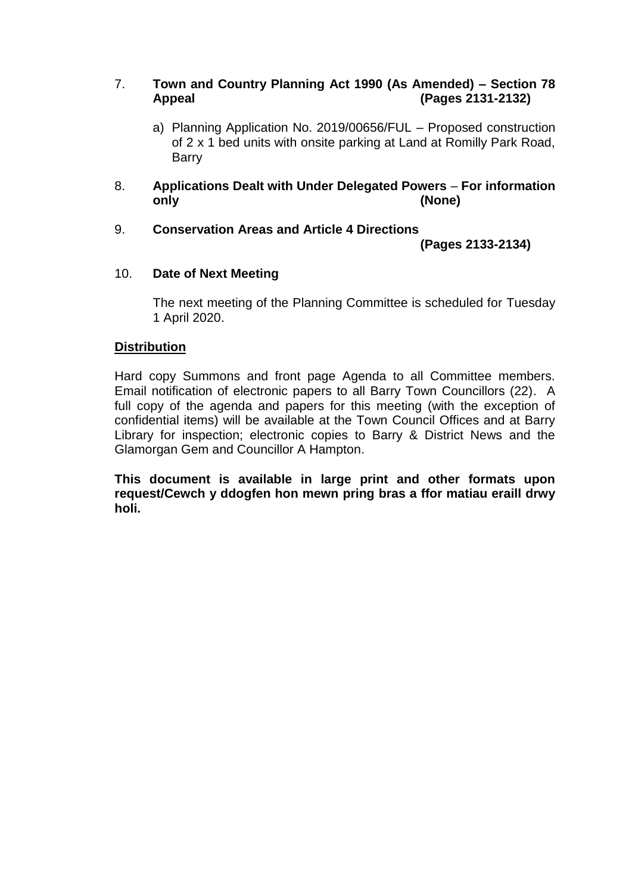7. **Town and Country Planning Act 1990 (As Amended) – Section 78 Appeal (Pages 2131-2132)**

   a) Planning Application No. 2019/00656/FUL – Proposed construction of 2 x 1 bed units with onsite parking at Land at Romilly Park Road, Barry

8. **Applications Dealt with Under Delegated Powers** – **For information only (None)**

9. **Conservation Areas and Article 4 Directions**
   **(Pages 2133-2134)**

10. **Date of Next Meeting**

    The next meeting of the Planning Committee is scheduled for Tuesday 1 April 2020.

**Distribution**

Hard copy Summons and front page Agenda to all Committee members. Email notification of electronic papers to all Barry Town Councillors (22). A full copy of the agenda and papers for this meeting (with the exception of confidential items) will be available at the Town Council Offices and at Barry Library for inspection; electronic copies to Barry & District News and the Glamorgan Gem and Councillor A Hampton.

**This document is available in large print and other formats upon request/Cewch y ddogfen hon mewn pring bras a ffor matiau eraill drwy holi.**